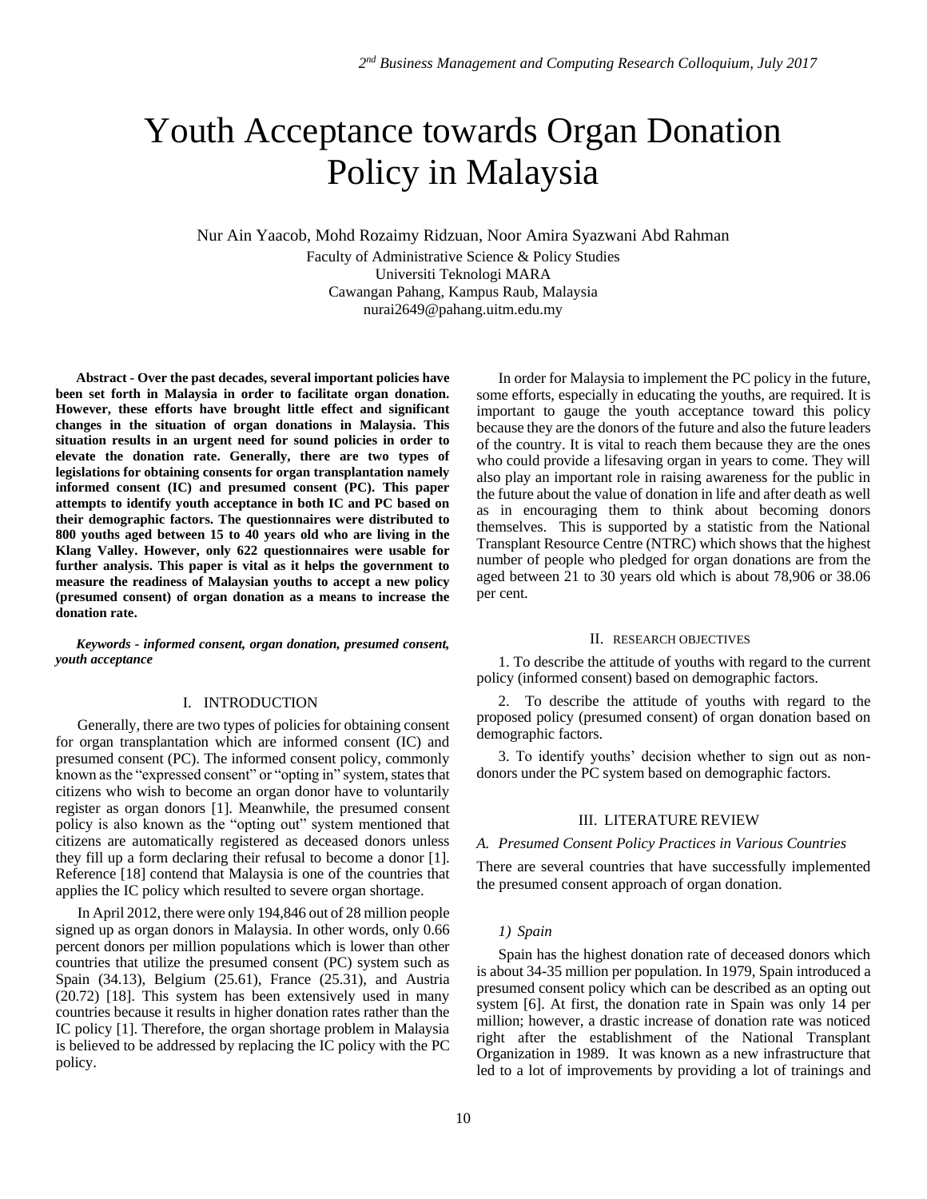// Youth Acceptance towards Organ Donation Policy in Malaysia

# Youth Acceptance towards Organ Donation Policy in Malaysia

Nur Ain Yaacob, Mohd Rozaimy Ridzuan, Noor Amira Syazwani Abd Rahman
Faculty of Administrative Science & Policy Studies
Universiti Teknologi MARA
Cawangan Pahang, Kampus Raub, Malaysia
nurai2649@pahang.uitm.edu.my

**Abstract - Over the past decades, several important policies have been set forth in Malaysia in order to facilitate organ donation. However, these efforts have brought little effect and significant changes in the situation of organ donations in Malaysia. This situation results in an urgent need for sound policies in order to elevate the donation rate. Generally, there are two types of legislations for obtaining consents for organ transplantation namely informed consent (IC) and presumed consent (PC). This paper attempts to identify youth acceptance in both IC and PC based on their demographic factors. The questionnaires were distributed to 800 youths aged between 15 to 40 years old who are living in the Klang Valley. However, only 622 questionnaires were usable for further analysis. This paper is vital as it helps the government to measure the readiness of Malaysian youths to accept a new policy (presumed consent) of organ donation as a means to increase the donation rate.**

***Keywords - informed consent, organ donation, presumed consent, youth acceptance***

## I. INTRODUCTION

Generally, there are two types of policies for obtaining consent for organ transplantation which are informed consent (IC) and presumed consent (PC). The informed consent policy, commonly known as the "expressed consent" or "opting in" system, states that citizens who wish to become an organ donor have to voluntarily register as organ donors [1]. Meanwhile, the presumed consent policy is also known as the "opting out" system mentioned that citizens are automatically registered as deceased donors unless they fill up a form declaring their refusal to become a donor [1]. Reference [18] contend that Malaysia is one of the countries that applies the IC policy which resulted to severe organ shortage.

In April 2012, there were only 194,846 out of 28 million people signed up as organ donors in Malaysia. In other words, only 0.66 percent donors per million populations which is lower than other countries that utilize the presumed consent (PC) system such as Spain (34.13), Belgium (25.61), France (25.31), and Austria (20.72) [18]. This system has been extensively used in many countries because it results in higher donation rates rather than the IC policy [1]. Therefore, the organ shortage problem in Malaysia is believed to be addressed by replacing the IC policy with the PC policy.

In order for Malaysia to implement the PC policy in the future, some efforts, especially in educating the youths, are required. It is important to gauge the youth acceptance toward this policy because they are the donors of the future and also the future leaders of the country. It is vital to reach them because they are the ones who could provide a lifesaving organ in years to come. They will also play an important role in raising awareness for the public in the future about the value of donation in life and after death as well as in encouraging them to think about becoming donors themselves. This is supported by a statistic from the National Transplant Resource Centre (NTRC) which shows that the highest number of people who pledged for organ donations are from the aged between 21 to 30 years old which is about 78,906 or 38.06 per cent.

## II. RESEARCH OBJECTIVES

1. To describe the attitude of youths with regard to the current policy (informed consent) based on demographic factors.

2. To describe the attitude of youths with regard to the proposed policy (presumed consent) of organ donation based on demographic factors.

3. To identify youths' decision whether to sign out as non-donors under the PC system based on demographic factors.

## III. LITERATURE REVIEW

### *A. Presumed Consent Policy Practices in Various Countries*

There are several countries that have successfully implemented the presumed consent approach of organ donation.

#### *1) Spain*

Spain has the highest donation rate of deceased donors which is about 34-35 million per population. In 1979, Spain introduced a presumed consent policy which can be described as an opting out system [6]. At first, the donation rate in Spain was only 14 per million; however, a drastic increase of donation rate was noticed right after the establishment of the National Transplant Organization in 1989. It was known as a new infrastructure that led to a lot of improvements by providing a lot of trainings and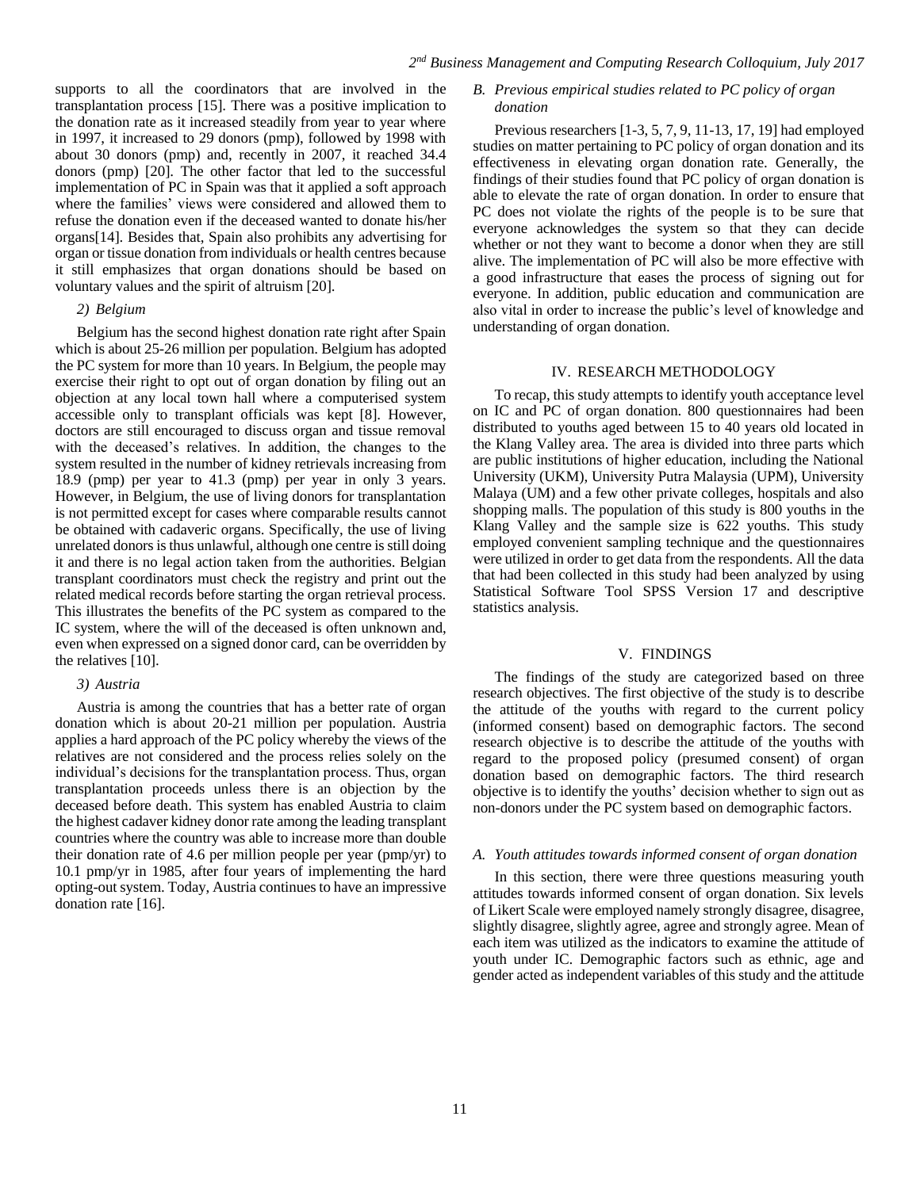supports to all the coordinators that are involved in the transplantation process [15]. There was a positive implication to the donation rate as it increased steadily from year to year where in 1997, it increased to 29 donors (pmp), followed by 1998 with about 30 donors (pmp) and, recently in 2007, it reached 34.4 donors (pmp) [20]. The other factor that led to the successful implementation of PC in Spain was that it applied a soft approach where the families' views were considered and allowed them to refuse the donation even if the deceased wanted to donate his/her organs[14]. Besides that, Spain also prohibits any advertising for organ or tissue donation from individuals or health centres because it still emphasizes that organ donations should be based on voluntary values and the spirit of altruism [20].

#### 2) Belgium

Belgium has the second highest donation rate right after Spain which is about 25-26 million per population. Belgium has adopted the PC system for more than 10 years. In Belgium, the people may exercise their right to opt out of organ donation by filing out an objection at any local town hall where a computerised system accessible only to transplant officials was kept [8]. However, doctors are still encouraged to discuss organ and tissue removal with the deceased's relatives. In addition, the changes to the system resulted in the number of kidney retrievals increasing from 18.9 (pmp) per year to 41.3 (pmp) per year in only 3 years. However, in Belgium, the use of living donors for transplantation is not permitted except for cases where comparable results cannot be obtained with cadaveric organs. Specifically, the use of living unrelated donors is thus unlawful, although one centre is still doing it and there is no legal action taken from the authorities. Belgian transplant coordinators must check the registry and print out the related medical records before starting the organ retrieval process. This illustrates the benefits of the PC system as compared to the IC system, where the will of the deceased is often unknown and, even when expressed on a signed donor card, can be overridden by the relatives [10].

#### 3) Austria

Austria is among the countries that has a better rate of organ donation which is about 20-21 million per population. Austria applies a hard approach of the PC policy whereby the views of the relatives are not considered and the process relies solely on the individual's decisions for the transplantation process. Thus, organ transplantation proceeds unless there is an objection by the deceased before death. This system has enabled Austria to claim the highest cadaver kidney donor rate among the leading transplant countries where the country was able to increase more than double their donation rate of 4.6 per million people per year (pmp/yr) to 10.1 pmp/yr in 1985, after four years of implementing the hard opting-out system. Today, Austria continues to have an impressive donation rate [16].

### B. *Previous empirical studies related to PC policy of organ donation*

Previous researchers [1-3, 5, 7, 9, 11-13, 17, 19] had employed studies on matter pertaining to PC policy of organ donation and its effectiveness in elevating organ donation rate. Generally, the findings of their studies found that PC policy of organ donation is able to elevate the rate of organ donation. In order to ensure that PC does not violate the rights of the people is to be sure that everyone acknowledges the system so that they can decide whether or not they want to become a donor when they are still alive. The implementation of PC will also be more effective with a good infrastructure that eases the process of signing out for everyone. In addition, public education and communication are also vital in order to increase the public's level of knowledge and understanding of organ donation.

## IV. RESEARCH METHODOLOGY

To recap, this study attempts to identify youth acceptance level on IC and PC of organ donation. 800 questionnaires had been distributed to youths aged between 15 to 40 years old located in the Klang Valley area. The area is divided into three parts which are public institutions of higher education, including the National University (UKM), University Putra Malaysia (UPM), University Malaya (UM) and a few other private colleges, hospitals and also shopping malls. The population of this study is 800 youths in the Klang Valley and the sample size is 622 youths. This study employed convenient sampling technique and the questionnaires were utilized in order to get data from the respondents. All the data that had been collected in this study had been analyzed by using Statistical Software Tool SPSS Version 17 and descriptive statistics analysis.

## V. FINDINGS

The findings of the study are categorized based on three research objectives. The first objective of the study is to describe the attitude of the youths with regard to the current policy (informed consent) based on demographic factors. The second research objective is to describe the attitude of the youths with regard to the proposed policy (presumed consent) of organ donation based on demographic factors. The third research objective is to identify the youths' decision whether to sign out as non-donors under the PC system based on demographic factors.

### A. *Youth attitudes towards informed consent of organ donation*

In this section, there were three questions measuring youth attitudes towards informed consent of organ donation. Six levels of Likert Scale were employed namely strongly disagree, disagree, slightly disagree, slightly agree, agree and strongly agree. Mean of each item was utilized as the indicators to examine the attitude of youth under IC. Demographic factors such as ethnic, age and gender acted as independent variables of this study and the attitude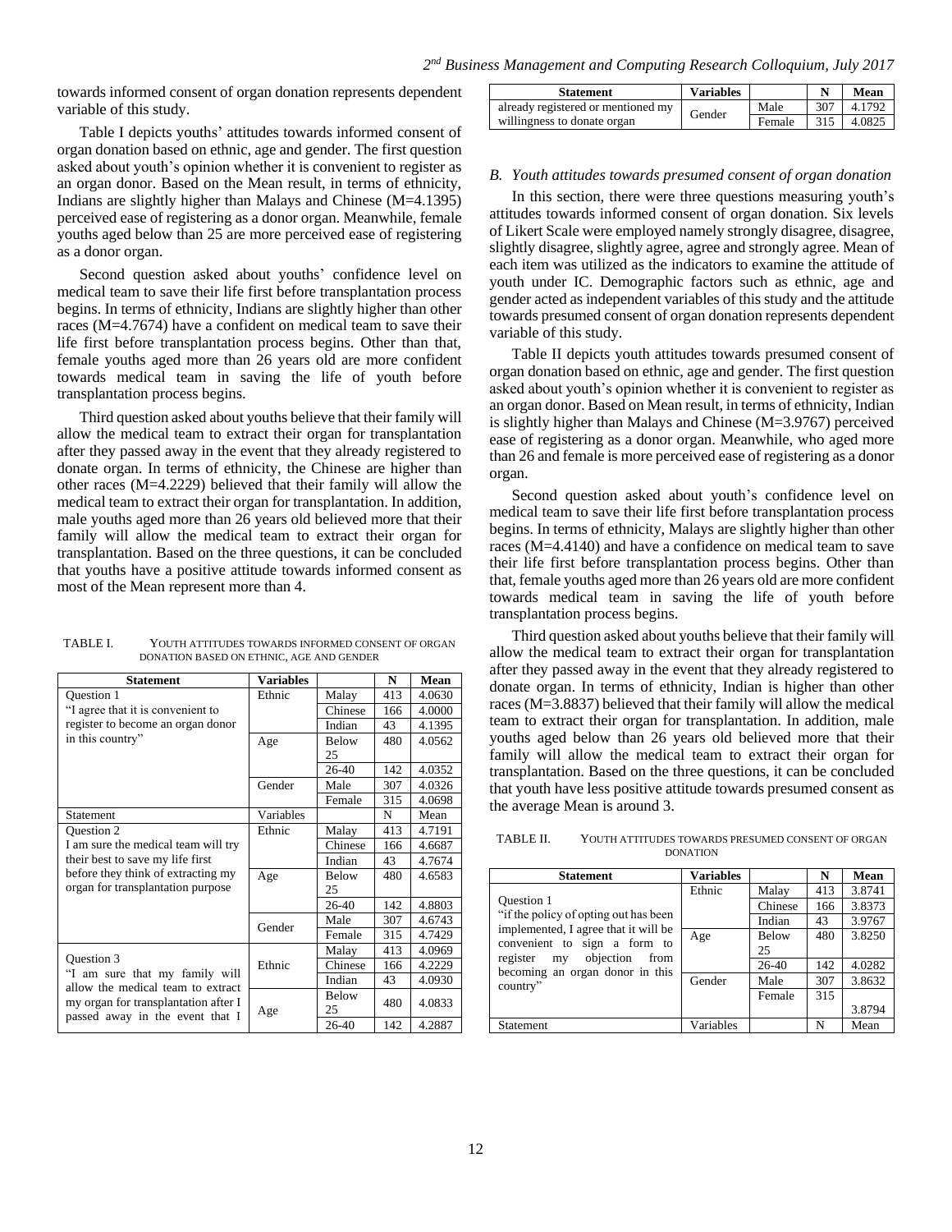towards informed consent of organ donation represents dependent variable of this study.

Table I depicts youths' attitudes towards informed consent of organ donation based on ethnic, age and gender. The first question asked about youth's opinion whether it is convenient to register as an organ donor. Based on the Mean result, in terms of ethnicity, Indians are slightly higher than Malays and Chinese (M=4.1395) perceived ease of registering as a donor organ. Meanwhile, female youths aged below than 25 are more perceived ease of registering as a donor organ.

Second question asked about youths' confidence level on medical team to save their life first before transplantation process begins. In terms of ethnicity, Indians are slightly higher than other races (M=4.7674) have a confident on medical team to save their life first before transplantation process begins. Other than that, female youths aged more than 26 years old are more confident towards medical team in saving the life of youth before transplantation process begins.

Third question asked about youths believe that their family will allow the medical team to extract their organ for transplantation after they passed away in the event that they already registered to donate organ. In terms of ethnicity, the Chinese are higher than other races (M=4.2229) believed that their family will allow the medical team to extract their organ for transplantation. In addition, male youths aged more than 26 years old believed more that their family will allow the medical team to extract their organ for transplantation. Based on the three questions, it can be concluded that youths have a positive attitude towards informed consent as most of the Mean represent more than 4.

TABLE I. YOUTH ATTITUDES TOWARDS INFORMED CONSENT OF ORGAN DONATION BASED ON ETHNIC, AGE AND GENDER

| Statement | Variables | | N | Mean |
|---|---|---|---|---|
| Question 1 "I agree that it is convenient to register to become an organ donor in this country" | Ethnic | Malay | 413 | 4.0630 |
| | | Chinese | 166 | 4.0000 |
| | | Indian | 43 | 4.1395 |
| | Age | Below 25 | 480 | 4.0562 |
| | | 26-40 | 142 | 4.0352 |
| | Gender | Male | 307 | 4.0326 |
| | | Female | 315 | 4.0698 |
| Statement | Variables | | N | Mean |
| Question 2 I am sure the medical team will try their best to save my life first before they think of extracting my organ for transplantation purpose | Ethnic | Malay | 413 | 4.7191 |
| | | Chinese | 166 | 4.6687 |
| | | Indian | 43 | 4.7674 |
| | Age | Below 25 | 480 | 4.6583 |
| | | 26-40 | 142 | 4.8803 |
| | Gender | Male | 307 | 4.6743 |
| | | Female | 315 | 4.7429 |
| Question 3 "I am sure that my family will allow the medical team to extract my organ for transplantation after I passed away in the event that I already registered or mentioned my willingness to donate organ | Ethnic | Malay | 413 | 4.0969 |
| | | Chinese | 166 | 4.2229 |
| | | Indian | 43 | 4.0930 |
| | Age | Below 25 | 480 | 4.0833 |
| | | 26-40 | 142 | 4.2887 |
| | Gender | Male | 307 | 4.1792 |
| | | Female | 315 | 4.0825 |

## B. Youth attitudes towards presumed consent of organ donation

In this section, there were three questions measuring youth's attitudes towards informed consent of organ donation. Six levels of Likert Scale were employed namely strongly disagree, disagree, slightly disagree, slightly agree, agree and strongly agree. Mean of each item was utilized as the indicators to examine the attitude of youth under IC. Demographic factors such as ethnic, age and gender acted as independent variables of this study and the attitude towards presumed consent of organ donation represents dependent variable of this study.

Table II depicts youth attitudes towards presumed consent of organ donation based on ethnic, age and gender. The first question asked about youth's opinion whether it is convenient to register as an organ donor. Based on Mean result, in terms of ethnicity, Indian is slightly higher than Malays and Chinese (M=3.9767) perceived ease of registering as a donor organ. Meanwhile, who aged more than 26 and female is more perceived ease of registering as a donor organ.

Second question asked about youth's confidence level on medical team to save their life first before transplantation process begins. In terms of ethnicity, Malays are slightly higher than other races (M=4.4140) and have a confidence on medical team to save their life first before transplantation process begins. Other than that, female youths aged more than 26 years old are more confident towards medical team in saving the life of youth before transplantation process begins.

Third question asked about youths believe that their family will allow the medical team to extract their organ for transplantation after they passed away in the event that they already registered to donate organ. In terms of ethnicity, Indian is higher than other races (M=3.8837) believed that their family will allow the medical team to extract their organ for transplantation. In addition, male youths aged below than 26 years old believed more that their family will allow the medical team to extract their organ for transplantation. Based on the three questions, it can be concluded that youth have less positive attitude towards presumed consent as the average Mean is around 3.

TABLE II. YOUTH ATTITUDES TOWARDS PRESUMED CONSENT OF ORGAN DONATION

| Statement | Variables | | N | Mean |
|---|---|---|---|---|
| Question 1 "if the policy of opting out has been implemented, I agree that it will be convenient to sign a form to register my objection from becoming an organ donor in this country" | Ethnic | Malay | 413 | 3.8741 |
| | | Chinese | 166 | 3.8373 |
| | | Indian | 43 | 3.9767 |
| | Age | Below 25 | 480 | 3.8250 |
| | | 26-40 | 142 | 4.0282 |
| | Gender | Male | 307 | 3.8632 |
| | | Female | 315 | 3.8794 |
| Statement | Variables | | N | Mean |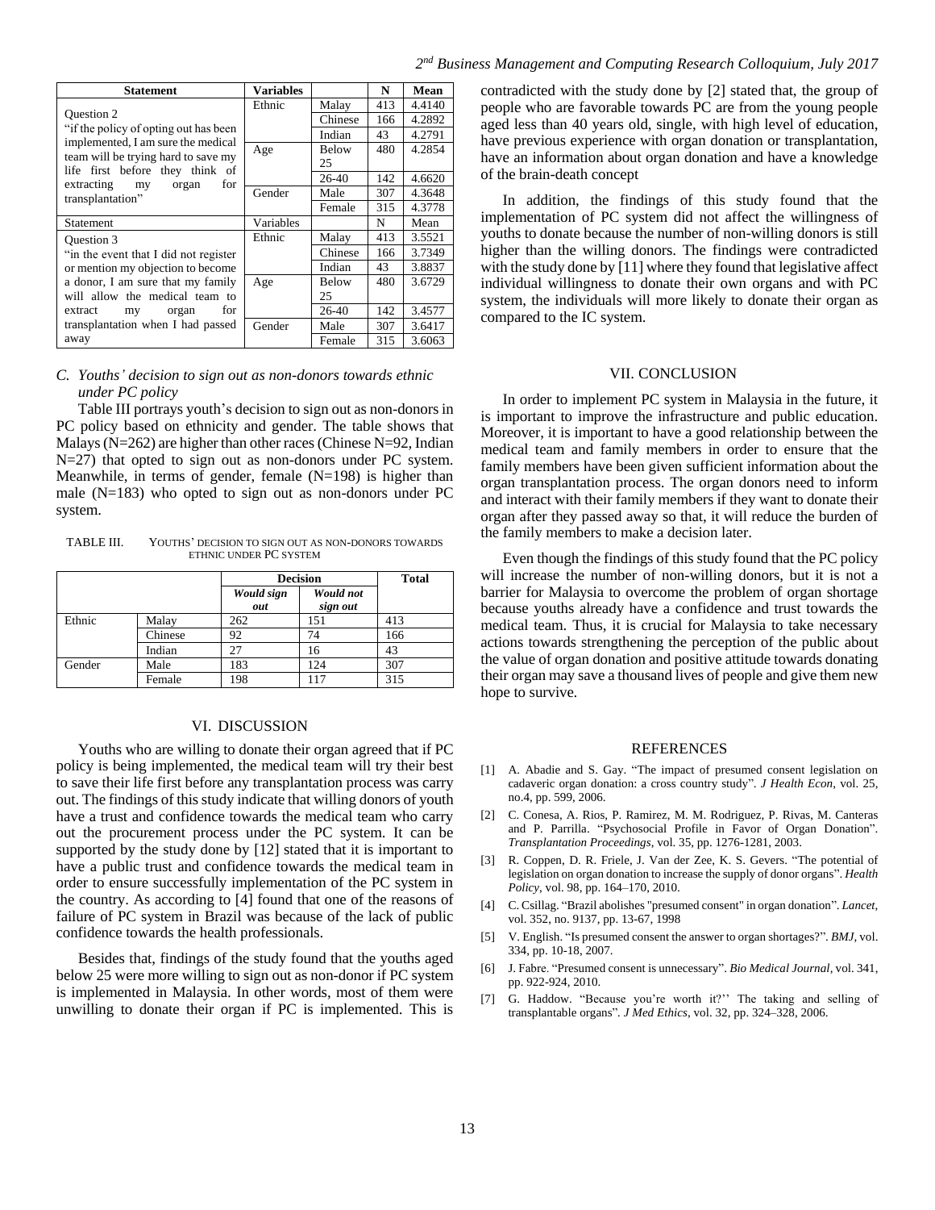| Statement | Variables | | N | Mean |
|---|---|---|---|---|
| Question 2 "if the policy of opting out has been implemented, I am sure the medical team will be trying hard to save my life first before they think of extracting my organ for transplantation" | Ethnic | Malay | 413 | 4.4140 |
| | | Chinese | 166 | 4.2892 |
| | | Indian | 43 | 4.2791 |
| | Age | Below 25 | 480 | 4.2854 |
| | | 26-40 | 142 | 4.6620 |
| | Gender | Male | 307 | 4.3648 |
| | | Female | 315 | 4.3778 |
| Statement | Variables | | N | Mean |
| Question 3 "in the event that I did not register or mention my objection to become a donor, I am sure that my family will allow the medical team to extract my organ for transplantation when I had passed away | Ethnic | Malay | 413 | 3.5521 |
| | | Chinese | 166 | 3.7349 |
| | | Indian | 43 | 3.8837 |
| | Age | Below 25 | 480 | 3.6729 |
| | | 26-40 | 142 | 3.4577 |
| | Gender | Male | 307 | 3.6417 |
| | | Female | 315 | 3.6063 |

### *C. Youths' decision to sign out as non-donors towards ethnic under PC policy*

Table III portrays youth's decision to sign out as non-donors in PC policy based on ethnicity and gender. The table shows that Malays (N=262) are higher than other races (Chinese N=92, Indian N=27) that opted to sign out as non-donors under PC system. Meanwhile, in terms of gender, female (N=198) is higher than male (N=183) who opted to sign out as non-donors under PC system.

TABLE III. YOUTHS' DECISION TO SIGN OUT AS NON-DONORS TOWARDS ETHNIC UNDER PC SYSTEM

| | | Decision | | Total |
|---|---|---|---|---|
| | | *Would sign out* | *Would not sign out* | |
| Ethnic | Malay | 262 | 151 | 413 |
| | Chinese | 92 | 74 | 166 |
| | Indian | 27 | 16 | 43 |
| Gender | Male | 183 | 124 | 307 |
| | Female | 198 | 117 | 315 |

## VI. DISCUSSION

Youths who are willing to donate their organ agreed that if PC policy is being implemented, the medical team will try their best to save their life first before any transplantation process was carry out. The findings of this study indicate that willing donors of youth have a trust and confidence towards the medical team who carry out the procurement process under the PC system. It can be supported by the study done by [12] stated that it is important to have a public trust and confidence towards the medical team in order to ensure successfully implementation of the PC system in the country. As according to [4] found that one of the reasons of failure of PC system in Brazil was because of the lack of public confidence towards the health professionals.

Besides that, findings of the study found that the youths aged below 25 were more willing to sign out as non-donor if PC system is implemented in Malaysia. In other words, most of them were unwilling to donate their organ if PC is implemented. This is contradicted with the study done by [2] stated that, the group of people who are favorable towards PC are from the young people aged less than 40 years old, single, with high level of education, have previous experience with organ donation or transplantation, have an information about organ donation and have a knowledge of the brain-death concept

In addition, the findings of this study found that the implementation of PC system did not affect the willingness of youths to donate because the number of non-willing donors is still higher than the willing donors. The findings were contradicted with the study done by [11] where they found that legislative affect individual willingness to donate their own organs and with PC system, the individuals will more likely to donate their organ as compared to the IC system.

## VII. CONCLUSION

In order to implement PC system in Malaysia in the future, it is important to improve the infrastructure and public education. Moreover, it is important to have a good relationship between the medical team and family members in order to ensure that the family members have been given sufficient information about the organ transplantation process. The organ donors need to inform and interact with their family members if they want to donate their organ after they passed away so that, it will reduce the burden of the family members to make a decision later.

Even though the findings of this study found that the PC policy will increase the number of non-willing donors, but it is not a barrier for Malaysia to overcome the problem of organ shortage because youths already have a confidence and trust towards the medical team. Thus, it is crucial for Malaysia to take necessary actions towards strengthening the perception of the public about the value of organ donation and positive attitude towards donating their organ may save a thousand lives of people and give them new hope to survive.

## REFERENCES

[1] A. Abadie and S. Gay. "The impact of presumed consent legislation on cadaveric organ donation: a cross country study". *J Health Econ*, vol. 25, no.4, pp. 599, 2006.

[2] C. Conesa, A. Rios, P. Ramirez, M. M. Rodriguez, P. Rivas, M. Canteras and P. Parrilla. "Psychosocial Profile in Favor of Organ Donation". *Transplantation Proceedings*, vol. 35, pp. 1276-1281, 2003.

[3] R. Coppen, D. R. Friele, J. Van der Zee, K. S. Gevers. "The potential of legislation on organ donation to increase the supply of donor organs". *Health Policy*, vol. 98, pp. 164–170, 2010.

[4] C. Csillag. "Brazil abolishes "presumed consent" in organ donation". *Lancet*, vol. 352, no. 9137, pp. 13-67, 1998

[5] V. English. "Is presumed consent the answer to organ shortages?". *BMJ*, vol. 334, pp. 10-18, 2007.

[6] J. Fabre. "Presumed consent is unnecessary". *Bio Medical Journal*, vol. 341, pp. 922-924, 2010.

[7] G. Haddow. "Because you're worth it?'' The taking and selling of transplantable organs". *J Med Ethics*, vol. 32, pp. 324–328, 2006.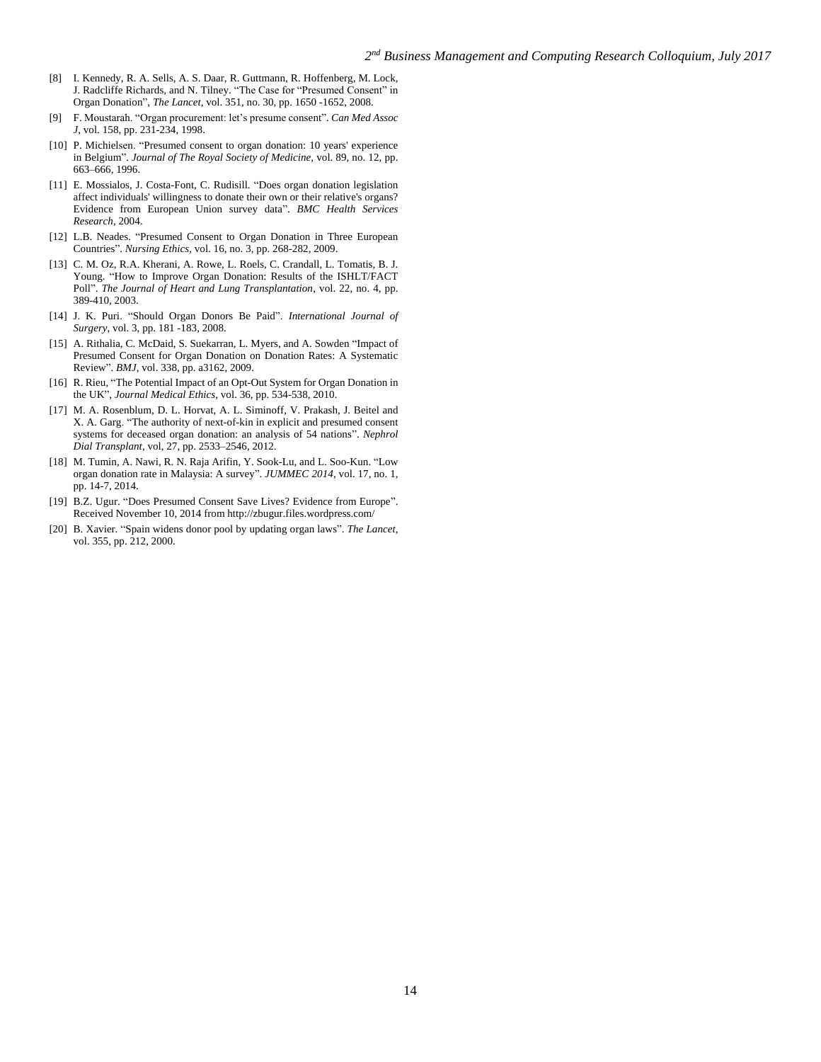[8] I. Kennedy, R. A. Sells, A. S. Daar, R. Guttmann, R. Hoffenberg, M. Lock, J. Radcliffe Richards, and N. Tilney. "The Case for "Presumed Consent" in Organ Donation", *The Lancet*, vol. 351, no. 30, pp. 1650 -1652, 2008.

[9] F. Moustarah. "Organ procurement: let's presume consent". *Can Med Assoc J*, vol. 158, pp. 231-234, 1998.

[10] P. Michielsen. "Presumed consent to organ donation: 10 years' experience in Belgium". *Journal of The Royal Society of Medicine*, vol. 89, no. 12, pp. 663–666, 1996.

[11] E. Mossialos, J. Costa-Font, C. Rudisill. "Does organ donation legislation affect individuals' willingness to donate their own or their relative's organs? Evidence from European Union survey data". *BMC Health Services Research*, 2004.

[12] L.B. Neades. "Presumed Consent to Organ Donation in Three European Countries". *Nursing Ethics*, vol. 16, no. 3, pp. 268-282, 2009.

[13] C. M. Oz, R.A. Kherani, A. Rowe, L. Roels, C. Crandall, L. Tomatis, B. J. Young. "How to Improve Organ Donation: Results of the ISHLT/FACT Poll". *The Journal of Heart and Lung Transplantation*, vol. 22, no. 4, pp. 389-410, 2003.

[14] J. K. Puri. "Should Organ Donors Be Paid". *International Journal of Surgery*, vol. 3, pp. 181 -183, 2008.

[15] A. Rithalia, C. McDaid, S. Suekarran, L. Myers, and A. Sowden "Impact of Presumed Consent for Organ Donation on Donation Rates: A Systematic Review". *BMJ*, vol. 338, pp. a3162, 2009.

[16] R. Rieu, "The Potential Impact of an Opt-Out System for Organ Donation in the UK", *Journal Medical Ethics*, vol. 36, pp. 534-538, 2010.

[17] M. A. Rosenblum, D. L. Horvat, A. L. Siminoff, V. Prakash, J. Beitel and X. A. Garg. "The authority of next-of-kin in explicit and presumed consent systems for deceased organ donation: an analysis of 54 nations". *Nephrol Dial Transplant*, vol, 27, pp. 2533–2546, 2012.

[18] M. Tumin, A. Nawi, R. N. Raja Arifin, Y. Sook-Lu, and L. Soo-Kun. "Low organ donation rate in Malaysia: A survey". *JUMMEC 2014*, vol. 17, no. 1, pp. 14-7, 2014.

[19] B.Z. Ugur. "Does Presumed Consent Save Lives? Evidence from Europe". Received November 10, 2014 from http://zbugur.files.wordpress.com/

[20] B. Xavier. "Spain widens donor pool by updating organ laws". *The Lancet*, vol. 355, pp. 212, 2000.